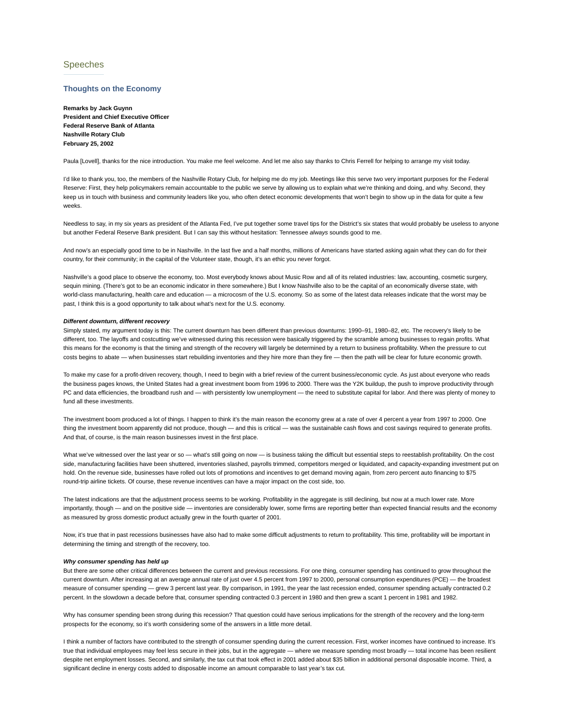Speeches

## Thoughts on the Economy

**Remarks by Jack Guynn**
**President and Chief Executive Officer**
**Federal Reserve Bank of Atlanta**
**Nashville Rotary Club**
**February 25, 2002**

Paula [Lovell], thanks for the nice introduction. You make me feel welcome. And let me also say thanks to Chris Ferrell for helping to arrange my visit today.

I'd like to thank you, too, the members of the Nashville Rotary Club, for helping me do my job. Meetings like this serve two very important purposes for the Federal Reserve: First, they help policymakers remain accountable to the public we serve by allowing us to explain what we're thinking and doing, and why. Second, they keep us in touch with business and community leaders like you, who often detect economic developments that won't begin to show up in the data for quite a few weeks.

Needless to say, in my six years as president of the Atlanta Fed, I've put together some travel tips for the District's six states that would probably be useless to anyone but another Federal Reserve Bank president. But I can say this without hesitation: Tennessee *always* sounds good to me.

And now's an especially good time to be in Nashville. In the last five and a half months, millions of Americans have started asking again what they can do for their country, for their community; in the capital of the Volunteer state, though, it's an ethic you never forgot.

Nashville's a good place to observe the economy, too. Most everybody knows about Music Row and all of its related industries: law, accounting, cosmetic surgery, sequin mining. (There's got to be an economic indicator in there somewhere.) But I know Nashville also to be the capital of an economically diverse state, with world-class manufacturing, health care and education — a microcosm of the U.S. economy. So as some of the latest data releases indicate that the worst may be past, I think this is a good opportunity to talk about what's next for the U.S. economy.

***Different downturn, different recovery***

Simply stated, my argument today is this: The current downturn has been different than previous downturns: 1990–91, 1980–82, etc. The recovery's likely to be different, too. The layoffs and costcutting we've witnessed during this recession were basically triggered by the scramble among businesses to regain profits. What this means for the economy is that the timing and strength of the recovery will largely be determined by a return to business profitability. When the pressure to cut costs begins to abate — when businesses start rebuilding inventories and they hire more than they fire — then the path will be clear for future economic growth.

To make my case for a profit-driven recovery, though, I need to begin with a brief review of the current business/economic cycle. As just about everyone who reads the business pages knows, the United States had a great investment boom from 1996 to 2000. There was the Y2K buildup, the push to improve productivity through PC and data efficiencies, the broadband rush and — with persistently low unemployment — the need to substitute capital for labor. And there was plenty of money to fund all these investments.

The investment boom produced a lot of things. I happen to think it's the main reason the economy grew at a rate of over 4 percent a year from 1997 to 2000. One thing the investment boom apparently did not produce, though — and this is critical — was the sustainable cash flows and cost savings required to generate profits. And that, of course, is the main reason businesses invest in the first place.

What we've witnessed over the last year or so — what's still going on now — is business taking the difficult but essential steps to reestablish profitability. On the cost side, manufacturing facilities have been shuttered, inventories slashed, payrolls trimmed, competitors merged or liquidated, and capacity-expanding investment put on hold. On the revenue side, businesses have rolled out lots of promotions and incentives to get demand moving again, from zero percent auto financing to $75 round-trip airline tickets. Of course, these revenue incentives can have a major impact on the cost side, too.

The latest indications are that the adjustment process seems to be working. Profitability in the aggregate is still declining, but now at a much lower rate. More importantly, though — and on the positive side — inventories are considerably lower, some firms are reporting better than expected financial results and the economy as measured by gross domestic product actually grew in the fourth quarter of 2001.

Now, it's true that in past recessions businesses have also had to make some difficult adjustments to return to profitability. This time, profitability will be important in determining the timing and strength of the recovery, too.

***Why consumer spending has held up***

But there are some other critical differences between the current and previous recessions. For one thing, consumer spending has continued to grow throughout the current downturn. After increasing at an average annual rate of just over 4.5 percent from 1997 to 2000, personal consumption expenditures (PCE) — the broadest measure of consumer spending — grew 3 percent last year. By comparison, in 1991, the year the last recession ended, consumer spending actually contracted 0.2 percent. In the slowdown a decade before that, consumer spending contracted 0.3 percent in 1980 and then grew a scant 1 percent in 1981 and 1982.

Why has consumer spending been strong during this recession? That question could have serious implications for the strength of the recovery and the long-term prospects for the economy, so it's worth considering some of the answers in a little more detail.

I think a number of factors have contributed to the strength of consumer spending during the current recession. First, worker incomes have continued to increase. It's true that individual employees may feel less secure in their jobs, but in the aggregate — where we measure spending most broadly — total income has been resilient despite net employment losses. Second, and similarly, the tax cut that took effect in 2001 added about $35 billion in additional personal disposable income. Third, a significant decline in energy costs added to disposable income an amount comparable to last year's tax cut.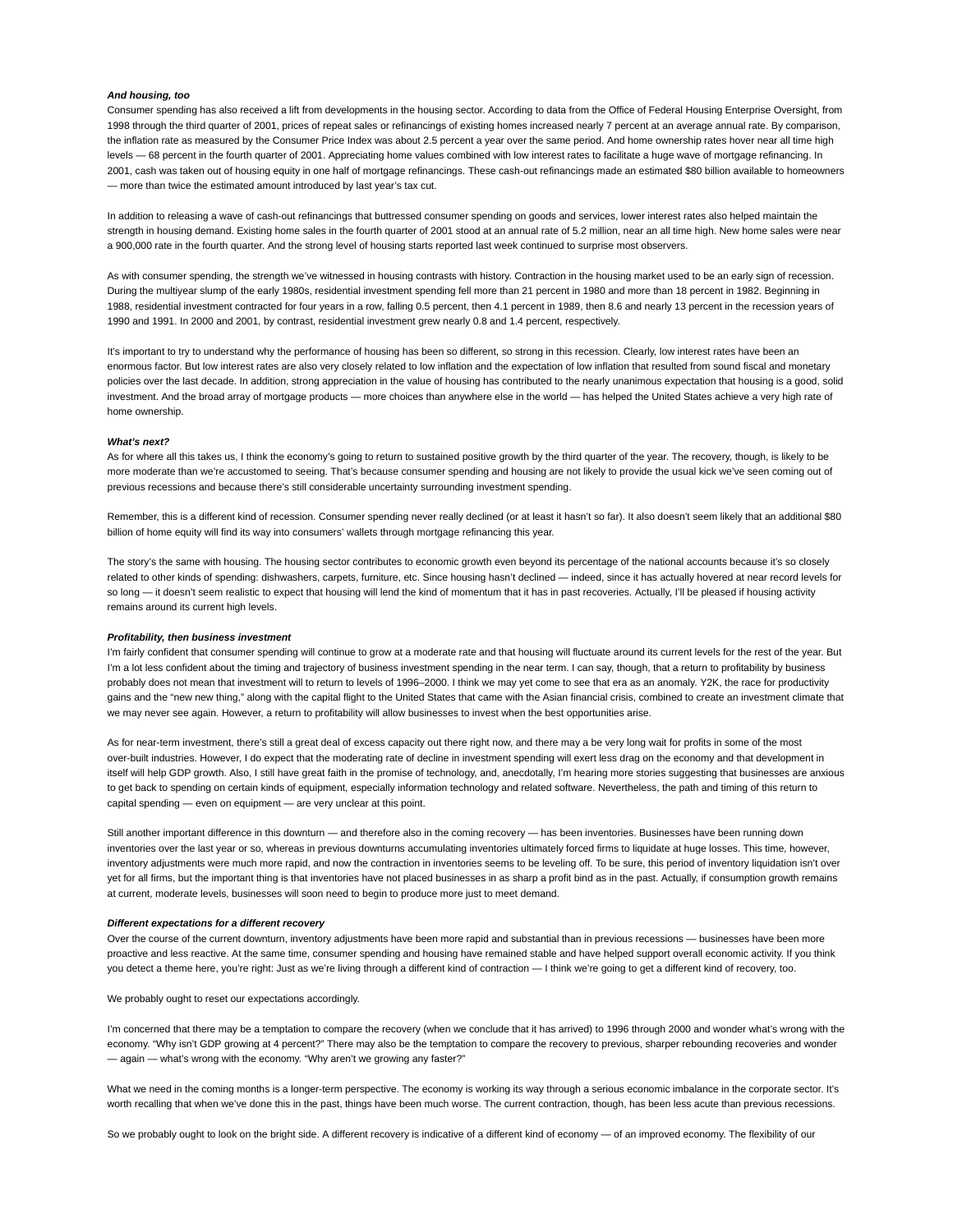### *And housing, too*

Consumer spending has also received a lift from developments in the housing sector. According to data from the Office of Federal Housing Enterprise Oversight, from 1998 through the third quarter of 2001, prices of repeat sales or refinancings of existing homes increased nearly 7 percent at an average annual rate. By comparison, the inflation rate as measured by the Consumer Price Index was about 2.5 percent a year over the same period. And home ownership rates hover near all time high levels — 68 percent in the fourth quarter of 2001. Appreciating home values combined with low interest rates to facilitate a huge wave of mortgage refinancing. In 2001, cash was taken out of housing equity in one half of mortgage refinancings. These cash-out refinancings made an estimated $80 billion available to homeowners — more than twice the estimated amount introduced by last year's tax cut.

In addition to releasing a wave of cash-out refinancings that buttressed consumer spending on goods and services, lower interest rates also helped maintain the strength in housing demand. Existing home sales in the fourth quarter of 2001 stood at an annual rate of 5.2 million, near an all time high. New home sales were near a 900,000 rate in the fourth quarter. And the strong level of housing starts reported last week continued to surprise most observers.

As with consumer spending, the strength we've witnessed in housing contrasts with history. Contraction in the housing market used to be an early sign of recession. During the multiyear slump of the early 1980s, residential investment spending fell more than 21 percent in 1980 and more than 18 percent in 1982. Beginning in 1988, residential investment contracted for four years in a row, falling 0.5 percent, then 4.1 percent in 1989, then 8.6 and nearly 13 percent in the recession years of 1990 and 1991. In 2000 and 2001, by contrast, residential investment grew nearly 0.8 and 1.4 percent, respectively.

It's important to try to understand why the performance of housing has been so different, so strong in this recession. Clearly, low interest rates have been an enormous factor. But low interest rates are also very closely related to low inflation and the expectation of low inflation that resulted from sound fiscal and monetary policies over the last decade. In addition, strong appreciation in the value of housing has contributed to the nearly unanimous expectation that housing is a good, solid investment. And the broad array of mortgage products — more choices than anywhere else in the world — has helped the United States achieve a very high rate of home ownership.

### *What's next?*

As for where all this takes us, I think the economy's going to return to sustained positive growth by the third quarter of the year. The recovery, though, is likely to be more moderate than we're accustomed to seeing. That's because consumer spending and housing are not likely to provide the usual kick we've seen coming out of previous recessions and because there's still considerable uncertainty surrounding investment spending.

Remember, this is a different kind of recession. Consumer spending never really declined (or at least it hasn't so far). It also doesn't seem likely that an additional $80 billion of home equity will find its way into consumers' wallets through mortgage refinancing this year.

The story's the same with housing. The housing sector contributes to economic growth even beyond its percentage of the national accounts because it's so closely related to other kinds of spending: dishwashers, carpets, furniture, etc. Since housing hasn't declined — indeed, since it has actually hovered at near record levels for so long — it doesn't seem realistic to expect that housing will lend the kind of momentum that it has in past recoveries. Actually, I'll be pleased if housing activity remains around its current high levels.

### *Profitability, then business investment*

I'm fairly confident that consumer spending will continue to grow at a moderate rate and that housing will fluctuate around its current levels for the rest of the year. But I'm a lot less confident about the timing and trajectory of business investment spending in the near term. I can say, though, that a return to profitability by business probably does not mean that investment will to return to levels of 1996–2000. I think we may yet come to see that era as an anomaly. Y2K, the race for productivity gains and the "new new thing," along with the capital flight to the United States that came with the Asian financial crisis, combined to create an investment climate that we may never see again. However, a return to profitability will allow businesses to invest when the best opportunities arise.

As for near-term investment, there's still a great deal of excess capacity out there right now, and there may a be very long wait for profits in some of the most over-built industries. However, I do expect that the moderating rate of decline in investment spending will exert less drag on the economy and that development in itself will help GDP growth. Also, I still have great faith in the promise of technology, and, anecdotally, I'm hearing more stories suggesting that businesses are anxious to get back to spending on certain kinds of equipment, especially information technology and related software. Nevertheless, the path and timing of this return to capital spending — even on equipment — are very unclear at this point.

Still another important difference in this downturn — and therefore also in the coming recovery — has been inventories. Businesses have been running down inventories over the last year or so, whereas in previous downturns accumulating inventories ultimately forced firms to liquidate at huge losses. This time, however, inventory adjustments were much more rapid, and now the contraction in inventories seems to be leveling off. To be sure, this period of inventory liquidation isn't over yet for all firms, but the important thing is that inventories have not placed businesses in as sharp a profit bind as in the past. Actually, if consumption growth remains at current, moderate levels, businesses will soon need to begin to produce more just to meet demand.

### *Different expectations for a different recovery*

Over the course of the current downturn, inventory adjustments have been more rapid and substantial than in previous recessions — businesses have been more proactive and less reactive. At the same time, consumer spending and housing have remained stable and have helped support overall economic activity. If you think you detect a theme here, you're right: Just as we're living through a different kind of contraction — I think we're going to get a different kind of recovery, too.

We probably ought to reset our expectations accordingly.

I'm concerned that there may be a temptation to compare the recovery (when we conclude that it has arrived) to 1996 through 2000 and wonder what's wrong with the economy. "Why isn't GDP growing at 4 percent?" There may also be the temptation to compare the recovery to previous, sharper rebounding recoveries and wonder — again — what's wrong with the economy. "Why aren't we growing any faster?"

What we need in the coming months is a longer-term perspective. The economy is working its way through a serious economic imbalance in the corporate sector. It's worth recalling that when we've done this in the past, things have been much worse. The current contraction, though, has been less acute than previous recessions.

So we probably ought to look on the bright side. A different recovery is indicative of a different kind of economy — of an improved economy. The flexibility of our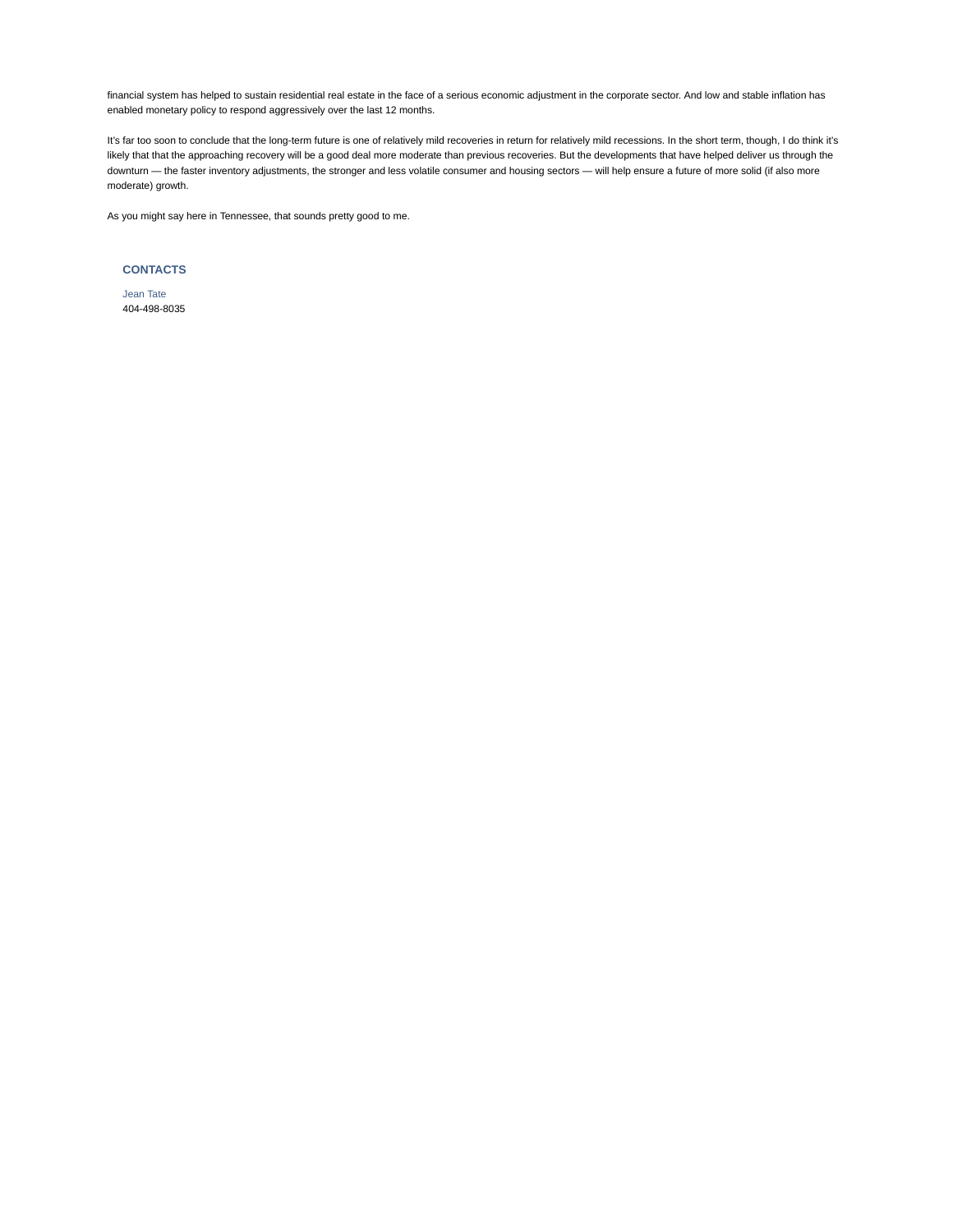financial system has helped to sustain residential real estate in the face of a serious economic adjustment in the corporate sector. And low and stable inflation has enabled monetary policy to respond aggressively over the last 12 months.

It's far too soon to conclude that the long-term future is one of relatively mild recoveries in return for relatively mild recessions. In the short term, though, I do think it's likely that that the approaching recovery will be a good deal more moderate than previous recoveries. But the developments that have helped deliver us through the downturn — the faster inventory adjustments, the stronger and less volatile consumer and housing sectors — will help ensure a future of more solid (if also more moderate) growth.

As you might say here in Tennessee, that sounds pretty good to me.

### CONTACTS

Jean Tate
404-498-8035